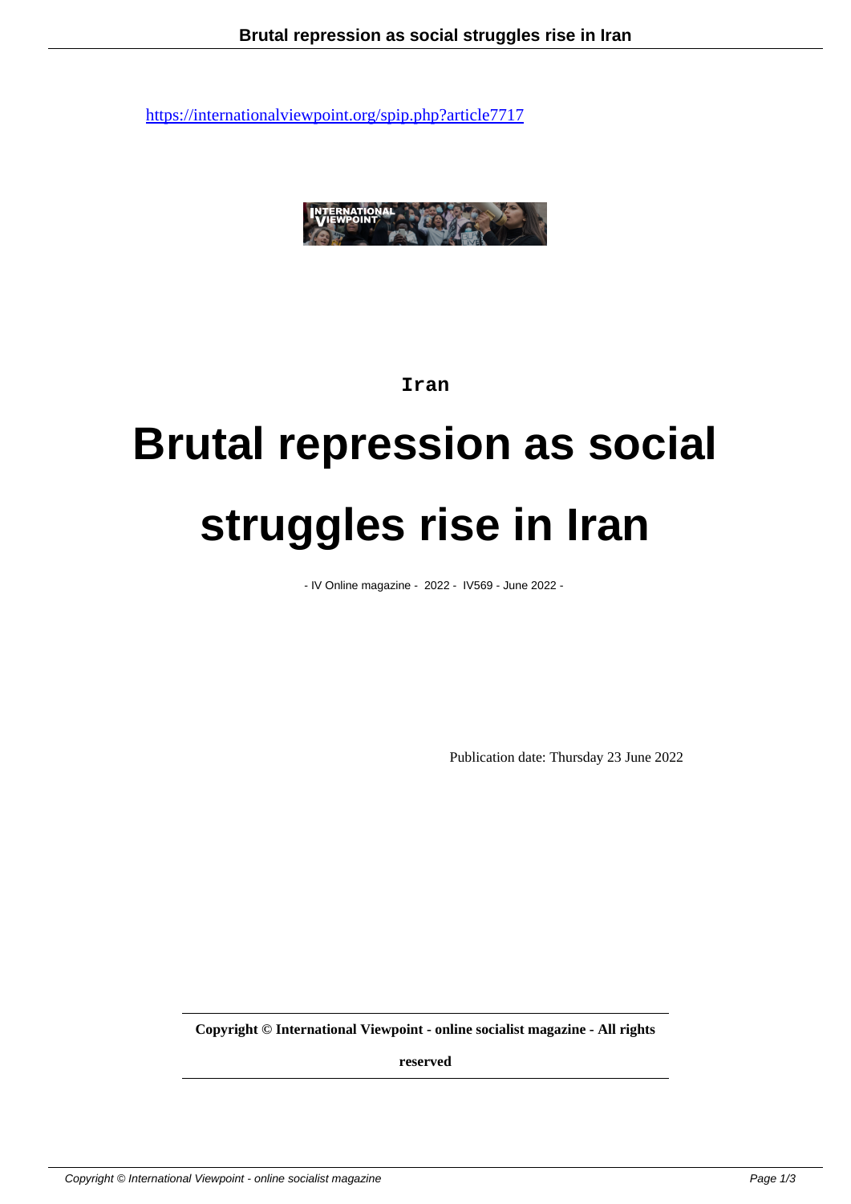https://internationalviewpoint.org/spip.php?article7717

Iran

# Brutal repression as social struggles rise in Iran

- IV Online magazine - 2022 - IV569 - June 2022 -

Publication date: Thursday 23 June 2022

**Copyright © International Viewpoint - online socialist magazine - All rights reserved**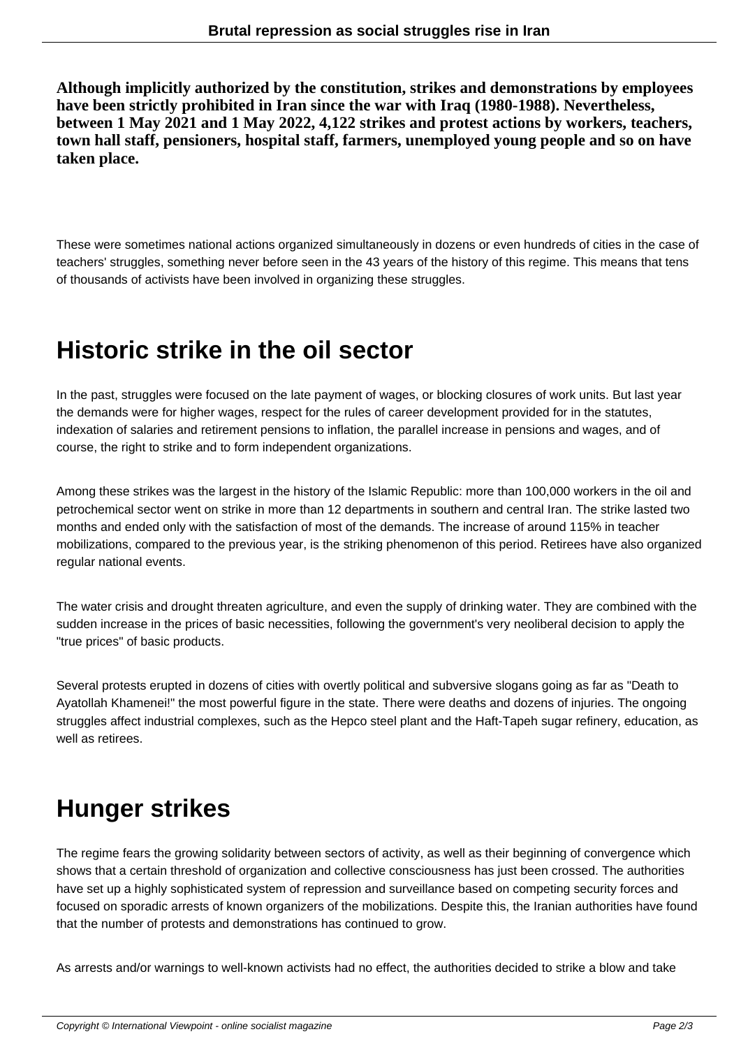**Although implicitly authorized by the constitution, strikes and demonstrations by employees have been strictly prohibited in Iran since the war with Iraq (1980-1988). Nevertheless, between 1 May 2021 and 1 May 2022, 4,122 strikes and protest actions by workers, teachers, town hall staff, pensioners, hospital staff, farmers, unemployed young people and so on have taken place.**

These were sometimes national actions organized simultaneously in dozens or even hundreds of cities in the case of teachers' struggles, something never before seen in the 43 years of the history of this regime. This means that tens of thousands of activists have been involved in organizing these struggles.

## Historic strike in the oil sector

In the past, struggles were focused on the late payment of wages, or blocking closures of work units. But last year the demands were for higher wages, respect for the rules of career development provided for in the statutes, indexation of salaries and retirement pensions to inflation, the parallel increase in pensions and wages, and of course, the right to strike and to form independent organizations.

Among these strikes was the largest in the history of the Islamic Republic: more than 100,000 workers in the oil and petrochemical sector went on strike in more than 12 departments in southern and central Iran. The strike lasted two months and ended only with the satisfaction of most of the demands. The increase of around 115% in teacher mobilizations, compared to the previous year, is the striking phenomenon of this period. Retirees have also organized regular national events.

The water crisis and drought threaten agriculture, and even the supply of drinking water. They are combined with the sudden increase in the prices of basic necessities, following the government's very neoliberal decision to apply the "true prices" of basic products.

Several protests erupted in dozens of cities with overtly political and subversive slogans going as far as "Death to Ayatollah Khamenei!" the most powerful figure in the state. There were deaths and dozens of injuries. The ongoing struggles affect industrial complexes, such as the Hepco steel plant and the Haft-Tapeh sugar refinery, education, as well as retirees.

## Hunger strikes

The regime fears the growing solidarity between sectors of activity, as well as their beginning of convergence which shows that a certain threshold of organization and collective consciousness has just been crossed. The authorities have set up a highly sophisticated system of repression and surveillance based on competing security forces and focused on sporadic arrests of known organizers of the mobilizations. Despite this, the Iranian authorities have found that the number of protests and demonstrations has continued to grow.

As arrests and/or warnings to well-known activists had no effect, the authorities decided to strike a blow and take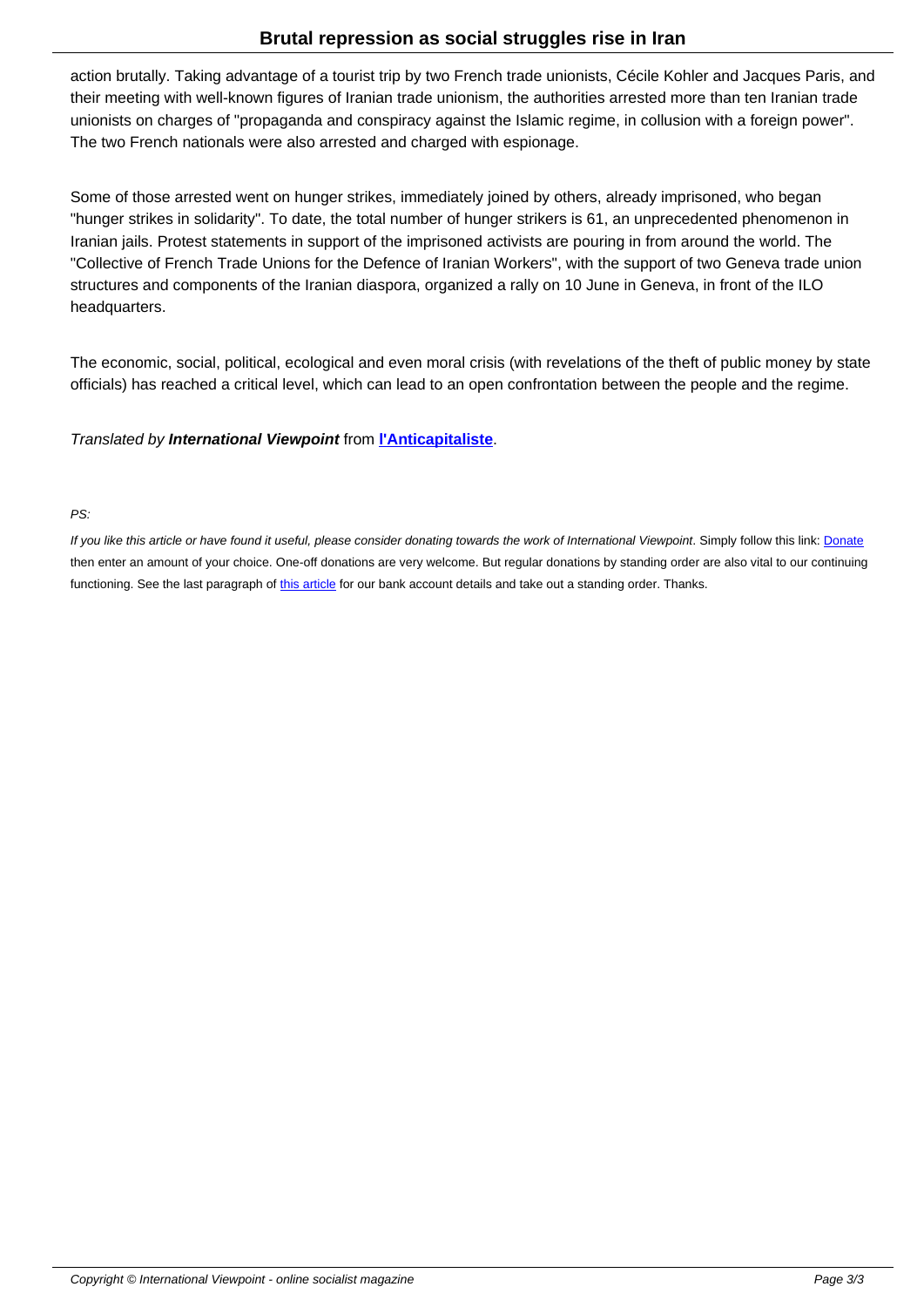action brutally. Taking advantage of a tourist trip by two French trade unionists, Cécile Kohler and Jacques Paris, and their meeting with well-known figures of Iranian trade unionism, the authorities arrested more than ten Iranian trade unionists on charges of "propaganda and conspiracy against the Islamic regime, in collusion with a foreign power". The two French nationals were also arrested and charged with espionage.

Some of those arrested went on hunger strikes, immediately joined by others, already imprisoned, who began "hunger strikes in solidarity". To date, the total number of hunger strikers is 61, an unprecedented phenomenon in Iranian jails. Protest statements in support of the imprisoned activists are pouring in from around the world. The "Collective of French Trade Unions for the Defence of Iranian Workers", with the support of two Geneva trade union structures and components of the Iranian diaspora, organized a rally on 10 June in Geneva, in front of the ILO headquarters.

The economic, social, political, ecological and even moral crisis (with revelations of the theft of public money by state officials) has reached a critical level, which can lead to an open confrontation between the people and the regime.

*Translated by **International Viewpoint** from **l'Anticapitaliste**.*

*PS:*

*If you like this article or have found it useful, please consider donating towards the work of International Viewpoint. Simply follow this link: Donate then enter an amount of your choice. One-off donations are very welcome. But regular donations by standing order are also vital to our continuing functioning. See the last paragraph of this article for our bank account details and take out a standing order. Thanks.*